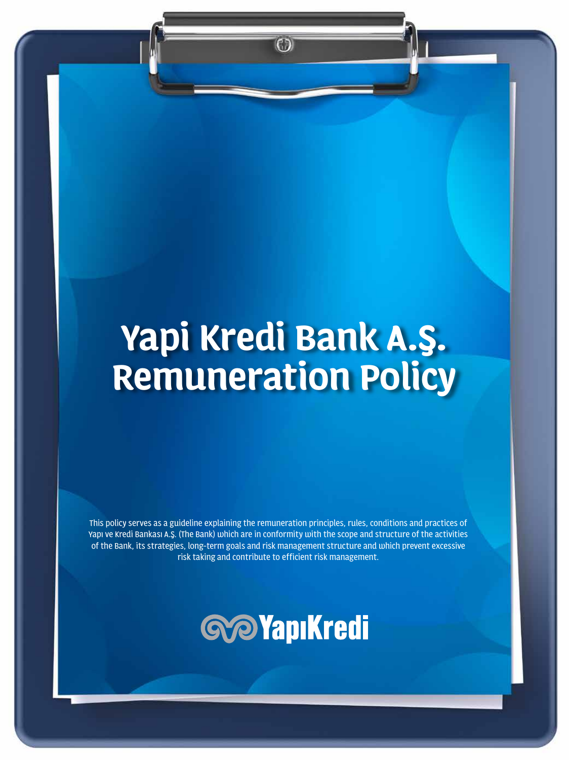# Yapi Kredi Bank A.Ş. Remuneration Policy

This policy serves as a guideline explaining the remuneration principles, rules, conditions and practices of Yapı ve Kredi Bankası A.Ş. (The Bank) which are in conformity with the scope and structure of the activities of the Bank, its strategies, long-term goals and risk management structure and which prevent excessive risk taking and contribute to efficient risk management.

YapıKredi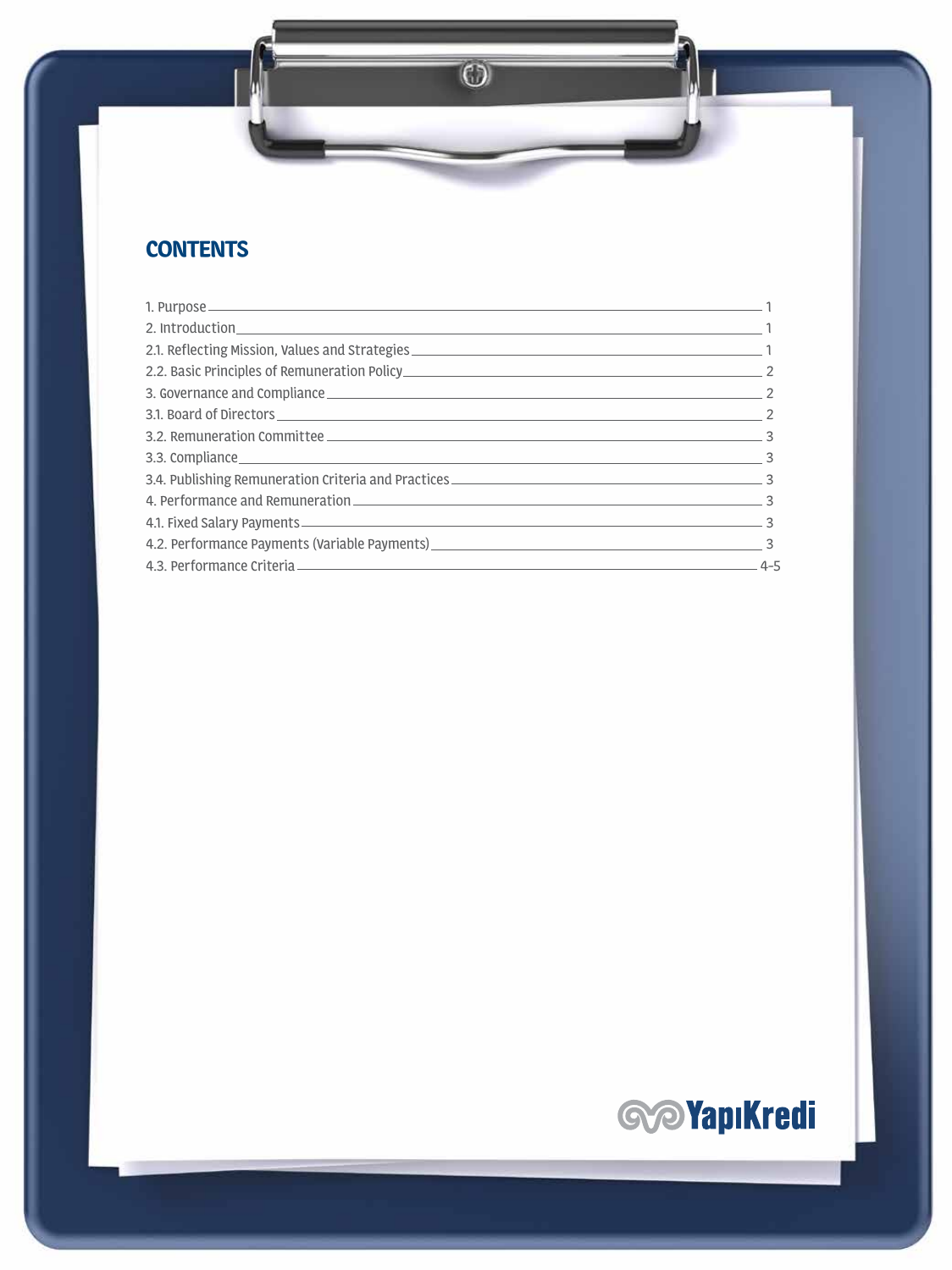# CONTENTS

| | |
|---|---|
| 1. Purpose | 1 |
| 2. Introduction | 1 |
| 2.1. Reflecting Mission, Values and Strategies | 1 |
| 2.2. Basic Principles of Remuneration Policy | 2 |
| 3. Governance and Compliance | 2 |
| 3.1. Board of Directors | 2 |
| 3.2. Remuneration Committee | 3 |
| 3.3. Compliance | 3 |
| 3.4. Publishing Remuneration Criteria and Practices | 3 |
| 4. Performance and Remuneration | 3 |
| 4.1. Fixed Salary Payments | 3 |
| 4.2. Performance Payments (Variable Payments) | 3 |
| 4.3. Performance Criteria | 4-5 |

YapıKredi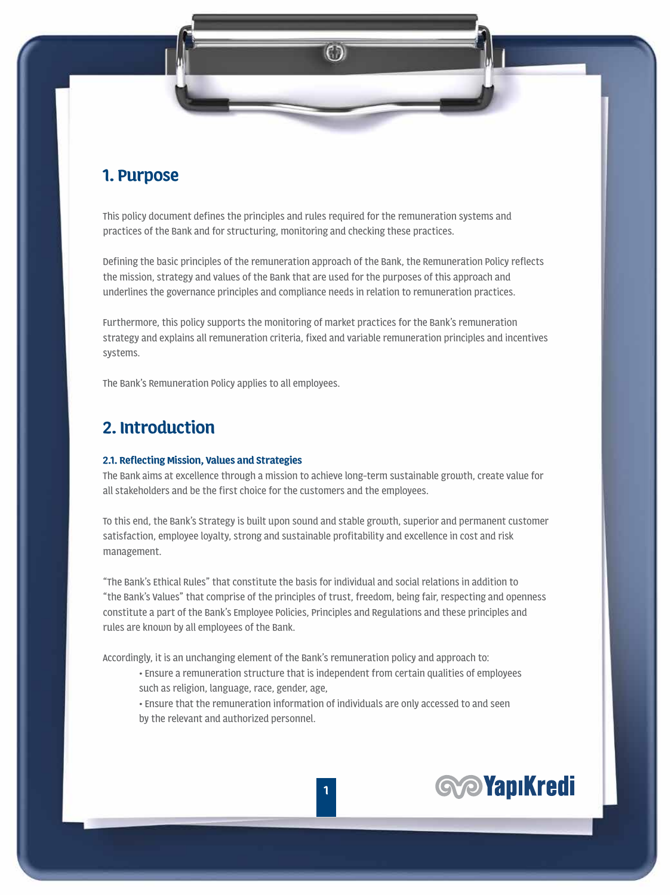# 1. Purpose

This policy document defines the principles and rules required for the remuneration systems and practices of the Bank and for structuring, monitoring and checking these practices.

Defining the basic principles of the remuneration approach of the Bank, the Remuneration Policy reflects the mission, strategy and values of the Bank that are used for the purposes of this approach and underlines the governance principles and compliance needs in relation to remuneration practices.

Furthermore, this policy supports the monitoring of market practices for the Bank's remuneration strategy and explains all remuneration criteria, fixed and variable remuneration principles and incentives systems.

The Bank's Remuneration Policy applies to all employees.

# 2. Introduction

### 2.1. Reflecting Mission, Values and Strategies

The Bank aims at excellence through a mission to achieve long-term sustainable growth, create value for all stakeholders and be the first choice for the customers and the employees.

To this end, the Bank's Strategy is built upon sound and stable growth, superior and permanent customer satisfaction, employee loyalty, strong and sustainable profitability and excellence in cost and risk management.

"The Bank's Ethical Rules" that constitute the basis for individual and social relations in addition to "the Bank's Values" that comprise of the principles of trust, freedom, being fair, respecting and openness constitute a part of the Bank's Employee Policies, Principles and Regulations and these principles and rules are known by all employees of the Bank.

Accordingly, it is an unchanging element of the Bank's remuneration policy and approach to:

- Ensure a remuneration structure that is independent from certain qualities of employees such as religion, language, race, gender, age,
- Ensure that the remuneration information of individuals are only accessed to and seen by the relevant and authorized personnel.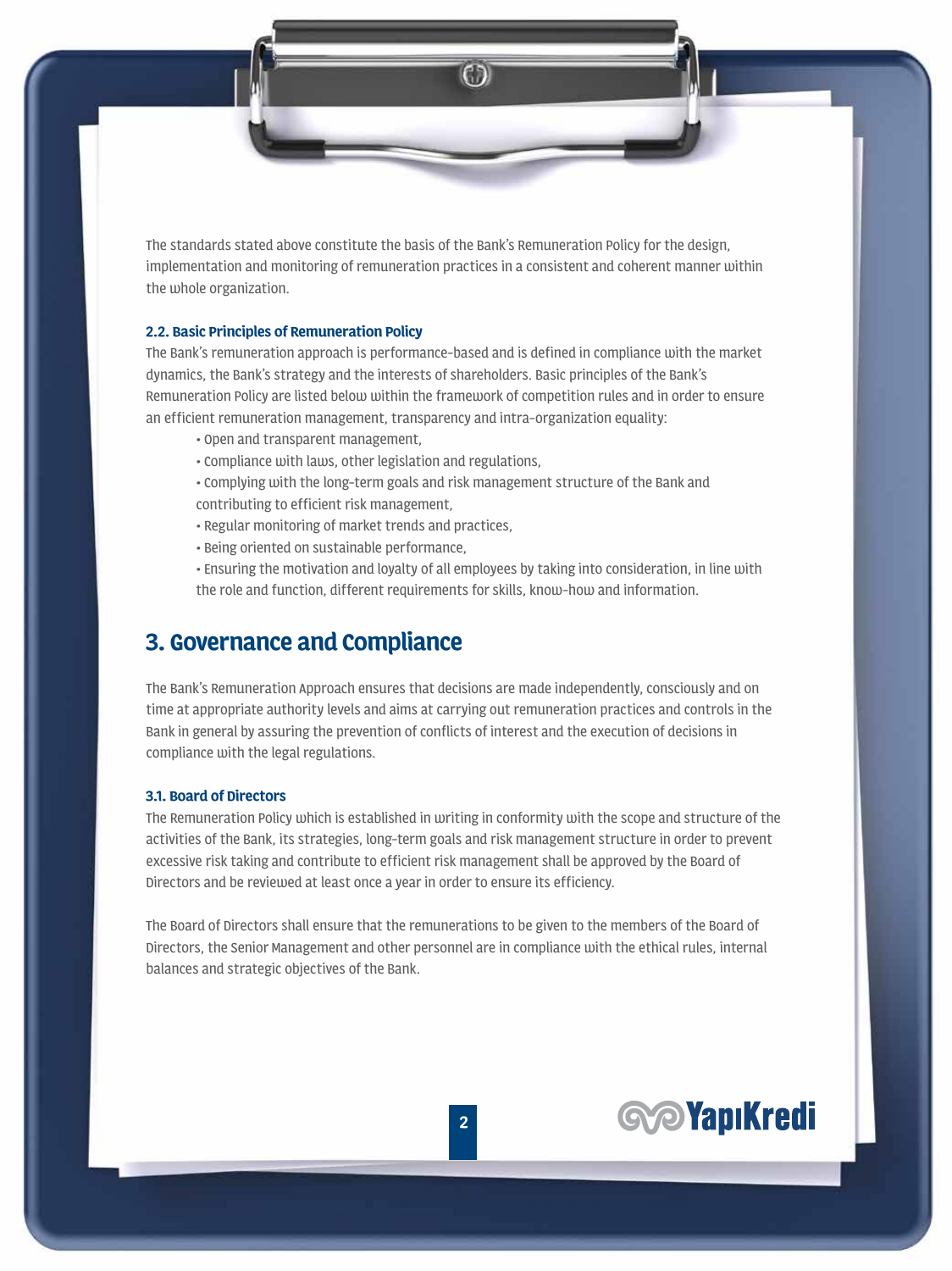The standards stated above constitute the basis of the Bank's Remuneration Policy for the design, implementation and monitoring of remuneration practices in a consistent and coherent manner within the whole organization.

### 2.2. Basic Principles of Remuneration Policy

The Bank's remuneration approach is performance-based and is defined in compliance with the market dynamics, the Bank's strategy and the interests of shareholders. Basic principles of the Bank's Remuneration Policy are listed below within the framework of competition rules and in order to ensure an efficient remuneration management, transparency and intra-organization equality:

- Open and transparent management,
- Compliance with laws, other legislation and regulations,
- Complying with the long-term goals and risk management structure of the Bank and contributing to efficient risk management,
- Regular monitoring of market trends and practices,
- Being oriented on sustainable performance,
- Ensuring the motivation and loyalty of all employees by taking into consideration, in line with the role and function, different requirements for skills, know-how and information.

## 3. Governance and Compliance

The Bank's Remuneration Approach ensures that decisions are made independently, consciously and on time at appropriate authority levels and aims at carrying out remuneration practices and controls in the Bank in general by assuring the prevention of conflicts of interest and the execution of decisions in compliance with the legal regulations.

### 3.1. Board of Directors

The Remuneration Policy which is established in writing in conformity with the scope and structure of the activities of the Bank, its strategies, long-term goals and risk management structure in order to prevent excessive risk taking and contribute to efficient risk management shall be approved by the Board of Directors and be reviewed at least once a year in order to ensure its efficiency.

The Board of Directors shall ensure that the remunerations to be given to the members of the Board of Directors, the Senior Management and other personnel are in compliance with the ethical rules, internal balances and strategic objectives of the Bank.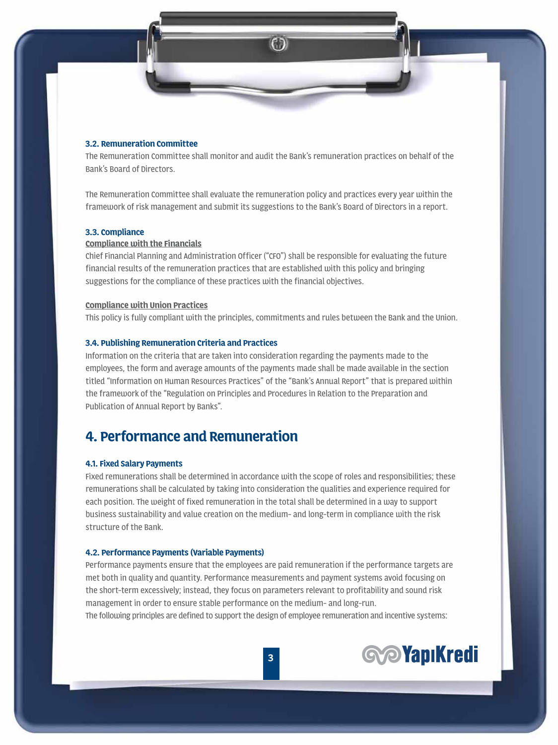### 3.2. Remuneration Committee

The Remuneration Committee shall monitor and audit the Bank's remuneration practices on behalf of the Bank's Board of Directors.

The Remuneration Committee shall evaluate the remuneration policy and practices every year within the framework of risk management and submit its suggestions to the Bank's Board of Directors in a report.

### 3.3. Compliance

**Compliance with the Financials**

Chief Financial Planning and Administration Officer ("CFO") shall be responsible for evaluating the future financial results of the remuneration practices that are established with this policy and bringing suggestions for the compliance of these practices with the financial objectives.

**Compliance with Union Practices**

This policy is fully compliant with the principles, commitments and rules between the Bank and the Union.

### 3.4. Publishing Remuneration Criteria and Practices

Information on the criteria that are taken into consideration regarding the payments made to the employees, the form and average amounts of the payments made shall be made available in the section titled "Information on Human Resources Practices" of the "Bank's Annual Report" that is prepared within the framework of the "Regulation on Principles and Procedures in Relation to the Preparation and Publication of Annual Report by Banks".

## 4. Performance and Remuneration

### 4.1. Fixed Salary Payments

Fixed remunerations shall be determined in accordance with the scope of roles and responsibilities; these remunerations shall be calculated by taking into consideration the qualities and experience required for each position. The weight of fixed remuneration in the total shall be determined in a way to support business sustainability and value creation on the medium- and long-term in compliance with the risk structure of the Bank.

### 4.2. Performance Payments (Variable Payments)

Performance payments ensure that the employees are paid remuneration if the performance targets are met both in quality and quantity. Performance measurements and payment systems avoid focusing on the short-term excessively; instead, they focus on parameters relevant to profitability and sound risk management in order to ensure stable performance on the medium- and long-run.
The following principles are defined to support the design of employee remuneration and incentive systems: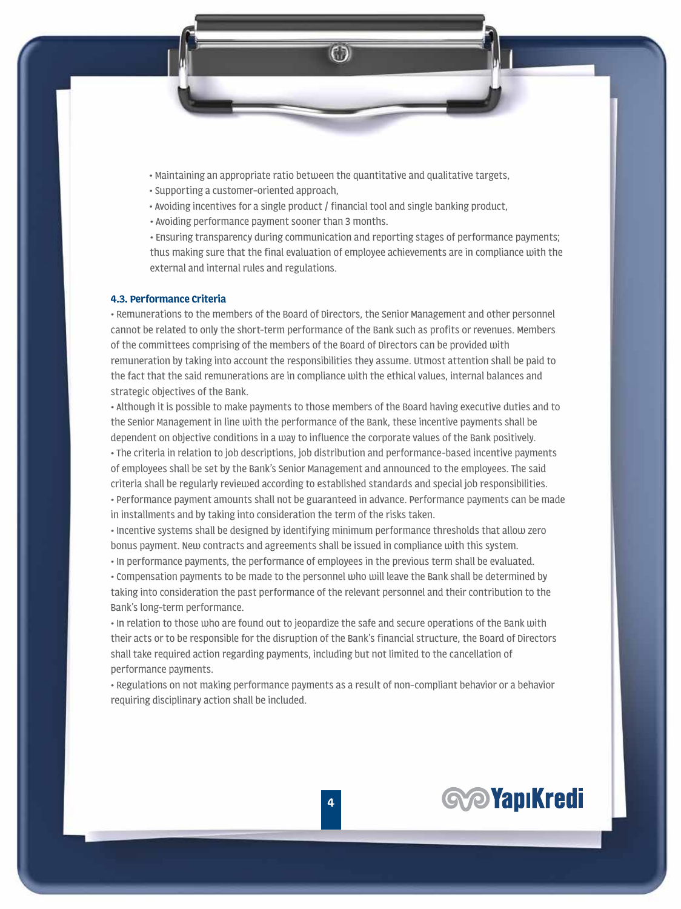- Maintaining an appropriate ratio between the quantitative and qualitative targets,
- Supporting a customer-oriented approach,
- Avoiding incentives for a single product / financial tool and single banking product,
- Avoiding performance payment sooner than 3 months.
- Ensuring transparency during communication and reporting stages of performance payments; thus making sure that the final evaluation of employee achievements are in compliance with the external and internal rules and regulations.

### 4.3. Performance Criteria

- Remunerations to the members of the Board of Directors, the Senior Management and other personnel cannot be related to only the short-term performance of the Bank such as profits or revenues. Members of the committees comprising of the members of the Board of Directors can be provided with remuneration by taking into account the responsibilities they assume. Utmost attention shall be paid to the fact that the said remunerations are in compliance with the ethical values, internal balances and strategic objectives of the Bank.
- Although it is possible to make payments to those members of the Board having executive duties and to the Senior Management in line with the performance of the Bank, these incentive payments shall be dependent on objective conditions in a way to influence the corporate values of the Bank positively.
- The criteria in relation to job descriptions, job distribution and performance-based incentive payments of employees shall be set by the Bank's Senior Management and announced to the employees. The said criteria shall be regularly reviewed according to established standards and special job responsibilities.
- Performance payment amounts shall not be guaranteed in advance. Performance payments can be made in installments and by taking into consideration the term of the risks taken.
- Incentive systems shall be designed by identifying minimum performance thresholds that allow zero bonus payment. New contracts and agreements shall be issued in compliance with this system.
- In performance payments, the performance of employees in the previous term shall be evaluated.
- Compensation payments to be made to the personnel who will leave the Bank shall be determined by taking into consideration the past performance of the relevant personnel and their contribution to the Bank's long-term performance.
- In relation to those who are found out to jeopardize the safe and secure operations of the Bank with their acts or to be responsible for the disruption of the Bank's financial structure, the Board of Directors shall take required action regarding payments, including but not limited to the cancellation of performance payments.
- Regulations on not making performance payments as a result of non-compliant behavior or a behavior requiring disciplinary action shall be included.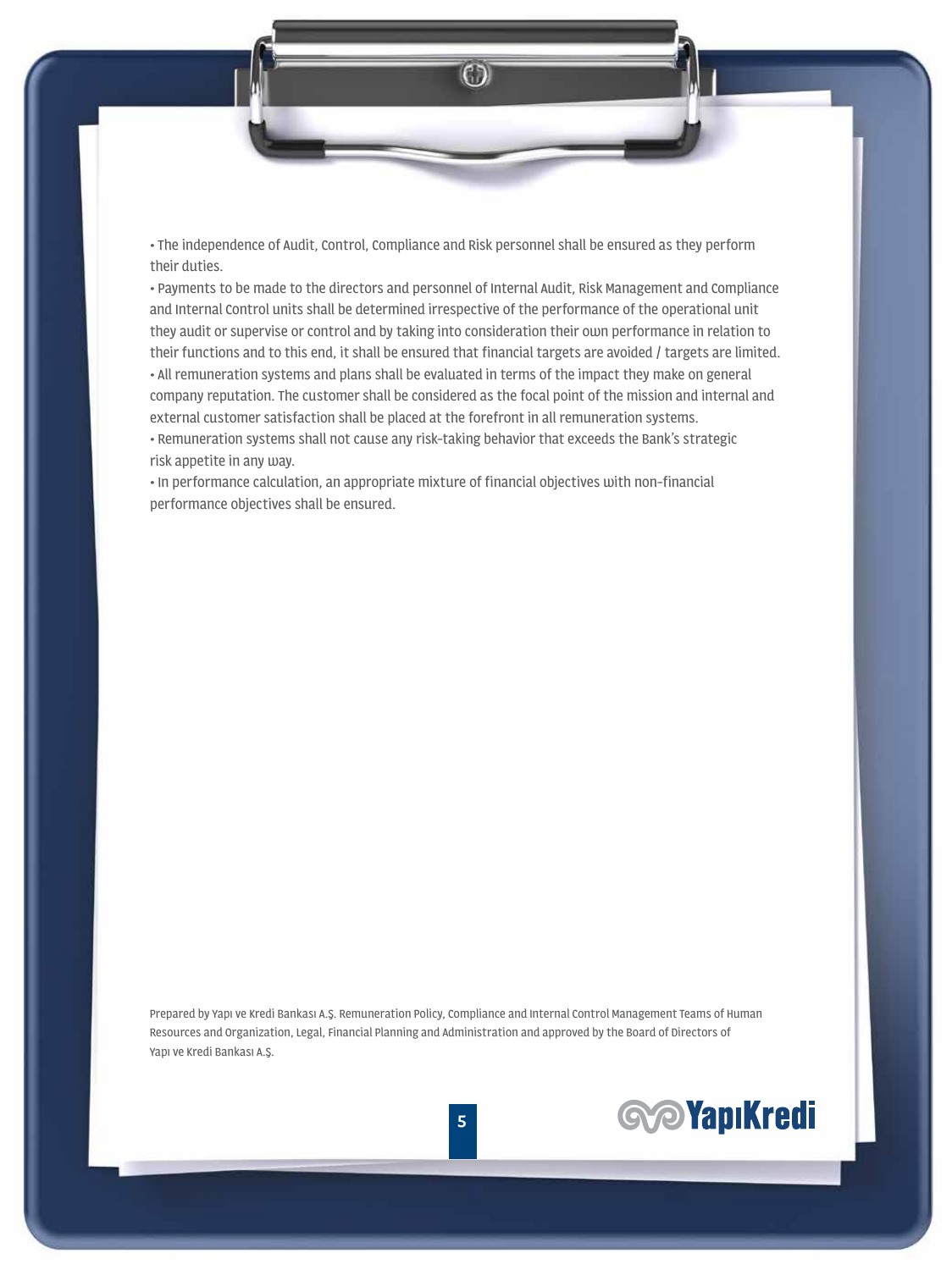- The independence of Audit, Control, Compliance and Risk personnel shall be ensured as they perform their duties.
- Payments to be made to the directors and personnel of Internal Audit, Risk Management and Compliance and Internal Control units shall be determined irrespective of the performance of the operational unit they audit or supervise or control and by taking into consideration their own performance in relation to their functions and to this end, it shall be ensured that financial targets are avoided / targets are limited.
- All remuneration systems and plans shall be evaluated in terms of the impact they make on general company reputation. The customer shall be considered as the focal point of the mission and internal and external customer satisfaction shall be placed at the forefront in all remuneration systems.
- Remuneration systems shall not cause any risk-taking behavior that exceeds the Bank's strategic risk appetite in any way.
- In performance calculation, an appropriate mixture of financial objectives with non-financial performance objectives shall be ensured.

Prepared by Yapı ve Kredi Bankası A.Ş. Remuneration Policy, Compliance and Internal Control Management Teams of Human Resources and Organization, Legal, Financial Planning and Administration and approved by the Board of Directors of Yapı ve Kredi Bankası A.Ş.